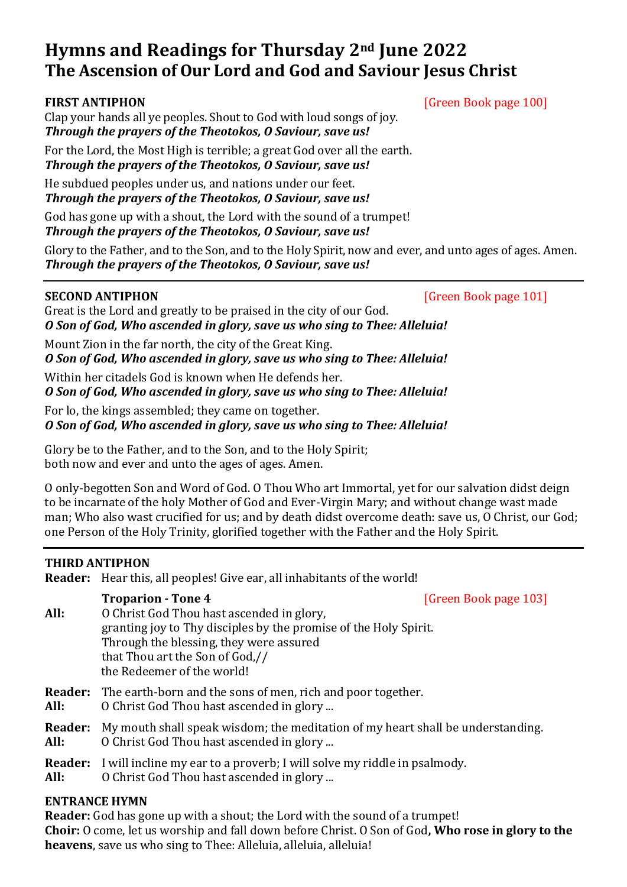# Hymns and Readings for Thursday 2nd June 2022
## The Ascension of Our Lord and God and Saviour Jesus Christ

**FIRST ANTIPHON** [Green Book page 100]

Clap your hands all ye peoples. Shout to God with loud songs of joy.
***Through the prayers of the Theotokos, O Saviour, save us!***

For the Lord, the Most High is terrible; a great God over all the earth.
***Through the prayers of the Theotokos, O Saviour, save us!***

He subdued peoples under us, and nations under our feet.
***Through the prayers of the Theotokos, O Saviour, save us!***

God has gone up with a shout, the Lord with the sound of a trumpet!
***Through the prayers of the Theotokos, O Saviour, save us!***

Glory to the Father, and to the Son, and to the Holy Spirit, now and ever, and unto ages of ages. Amen.
***Through the prayers of the Theotokos, O Saviour, save us!***

---

**SECOND ANTIPHON** [Green Book page 101]

Great is the Lord and greatly to be praised in the city of our God.
***O Son of God, Who ascended in glory, save us who sing to Thee: Alleluia!***

Mount Zion in the far north, the city of the Great King.
***O Son of God, Who ascended in glory, save us who sing to Thee: Alleluia!***

Within her citadels God is known when He defends her.
***O Son of God, Who ascended in glory, save us who sing to Thee: Alleluia!***

For lo, the kings assembled; they came on together.
***O Son of God, Who ascended in glory, save us who sing to Thee: Alleluia!***

Glory be to the Father, and to the Son, and to the Holy Spirit;
both now and ever and unto the ages of ages. Amen.

O only-begotten Son and Word of God. O Thou Who art Immortal, yet for our salvation didst deign to be incarnate of the holy Mother of God and Ever-Virgin Mary; and without change wast made man; Who also wast crucified for us; and by death didst overcome death: save us, O Christ, our God; one Person of the Holy Trinity, glorified together with the Father and the Holy Spirit.

---

**THIRD ANTIPHON**

**Reader:** Hear this, all peoples! Give ear, all inhabitants of the world!

**Troparion - Tone 4** [Green Book page 103]

**All:** O Christ God Thou hast ascended in glory,
granting joy to Thy disciples by the promise of the Holy Spirit.
Through the blessing, they were assured
that Thou art the Son of God,//
the Redeemer of the world!

**Reader:** The earth-born and the sons of men, rich and poor together.
**All:** O Christ God Thou hast ascended in glory ...

**Reader:** My mouth shall speak wisdom; the meditation of my heart shall be understanding.
**All:** O Christ God Thou hast ascended in glory ...

**Reader:** I will incline my ear to a proverb; I will solve my riddle in psalmody.
**All:** O Christ God Thou hast ascended in glory ...

**ENTRANCE HYMN**

**Reader:** God has gone up with a shout; the Lord with the sound of a trumpet!
**Choir:** O come, let us worship and fall down before Christ. O Son of God**, Who rose in glory to the heavens**, save us who sing to Thee: Alleluia, alleluia, alleluia!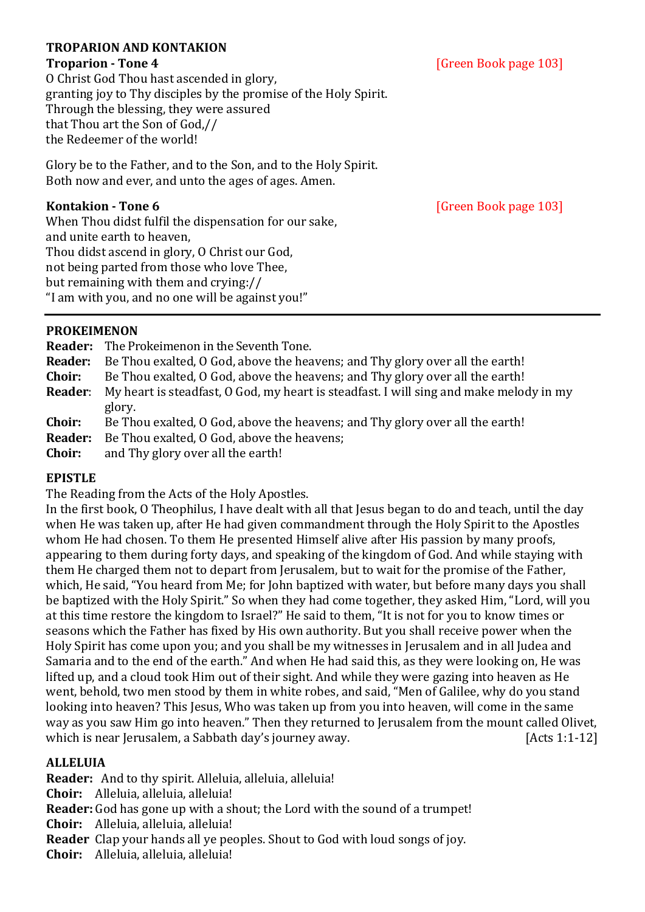## TROPARION AND KONTAKION

**Troparion - Tone 4** [Green Book page 103]

O Christ God Thou hast ascended in glory,
granting joy to Thy disciples by the promise of the Holy Spirit.
Through the blessing, they were assured
that Thou art the Son of God,//
the Redeemer of the world!

Glory be to the Father, and to the Son, and to the Holy Spirit.
Both now and ever, and unto the ages of ages. Amen.

**Kontakion - Tone 6** [Green Book page 103]

When Thou didst fulfil the dispensation for our sake,
and unite earth to heaven,
Thou didst ascend in glory, O Christ our God,
not being parted from those who love Thee,
but remaining with them and crying://
"I am with you, and no one will be against you!"

---

## PROKEIMENON

**Reader:** The Prokeimenon in the Seventh Tone.
**Reader:** Be Thou exalted, O God, above the heavens; and Thy glory over all the earth!
**Choir:** Be Thou exalted, O God, above the heavens; and Thy glory over all the earth!
**Reader**: My heart is steadfast, O God, my heart is steadfast. I will sing and make melody in my glory.
**Choir:** Be Thou exalted, O God, above the heavens; and Thy glory over all the earth!
**Reader:** Be Thou exalted, O God, above the heavens;
**Choir:** and Thy glory over all the earth!

## EPISTLE

The Reading from the Acts of the Holy Apostles.
In the first book, O Theophilus, I have dealt with all that Jesus began to do and teach, until the day when He was taken up, after He had given commandment through the Holy Spirit to the Apostles whom He had chosen. To them He presented Himself alive after His passion by many proofs, appearing to them during forty days, and speaking of the kingdom of God. And while staying with them He charged them not to depart from Jerusalem, but to wait for the promise of the Father, which, He said, "You heard from Me; for John baptized with water, but before many days you shall be baptized with the Holy Spirit." So when they had come together, they asked Him, "Lord, will you at this time restore the kingdom to Israel?" He said to them, "It is not for you to know times or seasons which the Father has fixed by His own authority. But you shall receive power when the Holy Spirit has come upon you; and you shall be my witnesses in Jerusalem and in all Judea and Samaria and to the end of the earth." And when He had said this, as they were looking on, He was lifted up, and a cloud took Him out of their sight. And while they were gazing into heaven as He went, behold, two men stood by them in white robes, and said, "Men of Galilee, why do you stand looking into heaven? This Jesus, Who was taken up from you into heaven, will come in the same way as you saw Him go into heaven." Then they returned to Jerusalem from the mount called Olivet, which is near Jerusalem, a Sabbath day's journey away. [Acts 1:1-12]

## ALLELUIA

**Reader:** And to thy spirit. Alleluia, alleluia, alleluia!
**Choir:** Alleluia, alleluia, alleluia!
**Reader:** God has gone up with a shout; the Lord with the sound of a trumpet!
**Choir:** Alleluia, alleluia, alleluia!
**Reader** Clap your hands all ye peoples. Shout to God with loud songs of joy.
**Choir:** Alleluia, alleluia, alleluia!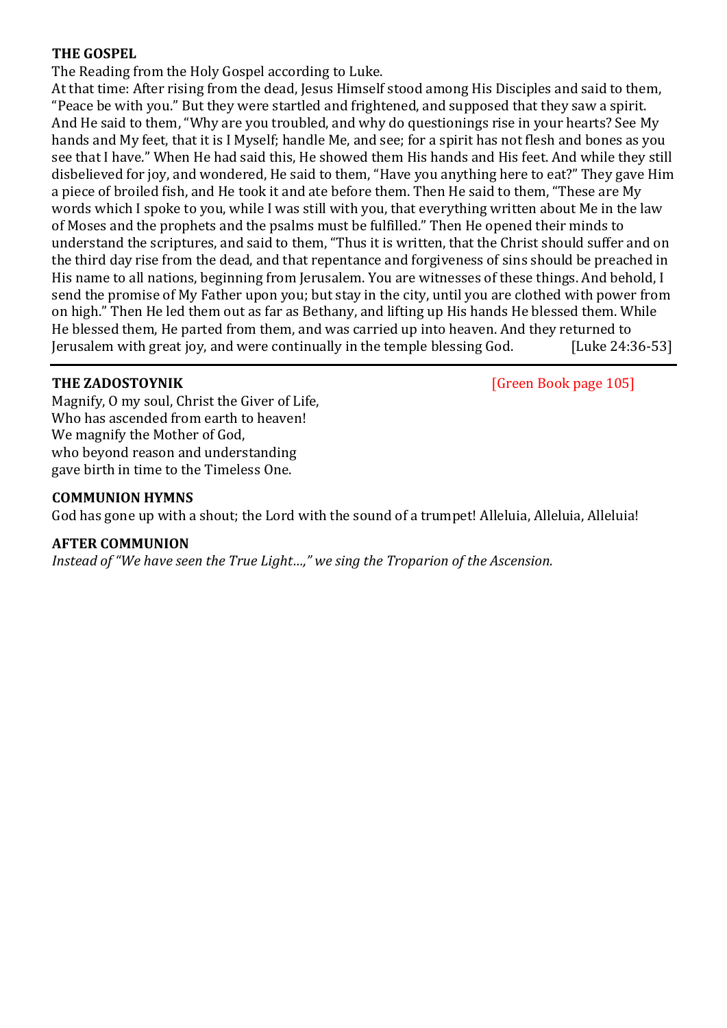**THE GOSPEL**

The Reading from the Holy Gospel according to Luke.

At that time: After rising from the dead, Jesus Himself stood among His Disciples and said to them, "Peace be with you." But they were startled and frightened, and supposed that they saw a spirit. And He said to them, "Why are you troubled, and why do questionings rise in your hearts? See My hands and My feet, that it is I Myself; handle Me, and see; for a spirit has not flesh and bones as you see that I have." When He had said this, He showed them His hands and His feet. And while they still disbelieved for joy, and wondered, He said to them, "Have you anything here to eat?" They gave Him a piece of broiled fish, and He took it and ate before them. Then He said to them, "These are My words which I spoke to you, while I was still with you, that everything written about Me in the law of Moses and the prophets and the psalms must be fulfilled." Then He opened their minds to understand the scriptures, and said to them, "Thus it is written, that the Christ should suffer and on the third day rise from the dead, and that repentance and forgiveness of sins should be preached in His name to all nations, beginning from Jerusalem. You are witnesses of these things. And behold, I send the promise of My Father upon you; but stay in the city, until you are clothed with power from on high." Then He led them out as far as Bethany, and lifting up His hands He blessed them. While He blessed them, He parted from them, and was carried up into heaven. And they returned to Jerusalem with great joy, and were continually in the temple blessing God. [Luke 24:36-53]

---

**THE ZADOSTOYNIK** [Green Book page 105]

Magnify, O my soul, Christ the Giver of Life,
Who has ascended from earth to heaven!
We magnify the Mother of God,
who beyond reason and understanding
gave birth in time to the Timeless One.

**COMMUNION HYMNS**

God has gone up with a shout; the Lord with the sound of a trumpet! Alleluia, Alleluia, Alleluia!

**AFTER COMMUNION**

*Instead of "We have seen the True Light…," we sing the Troparion of the Ascension.*